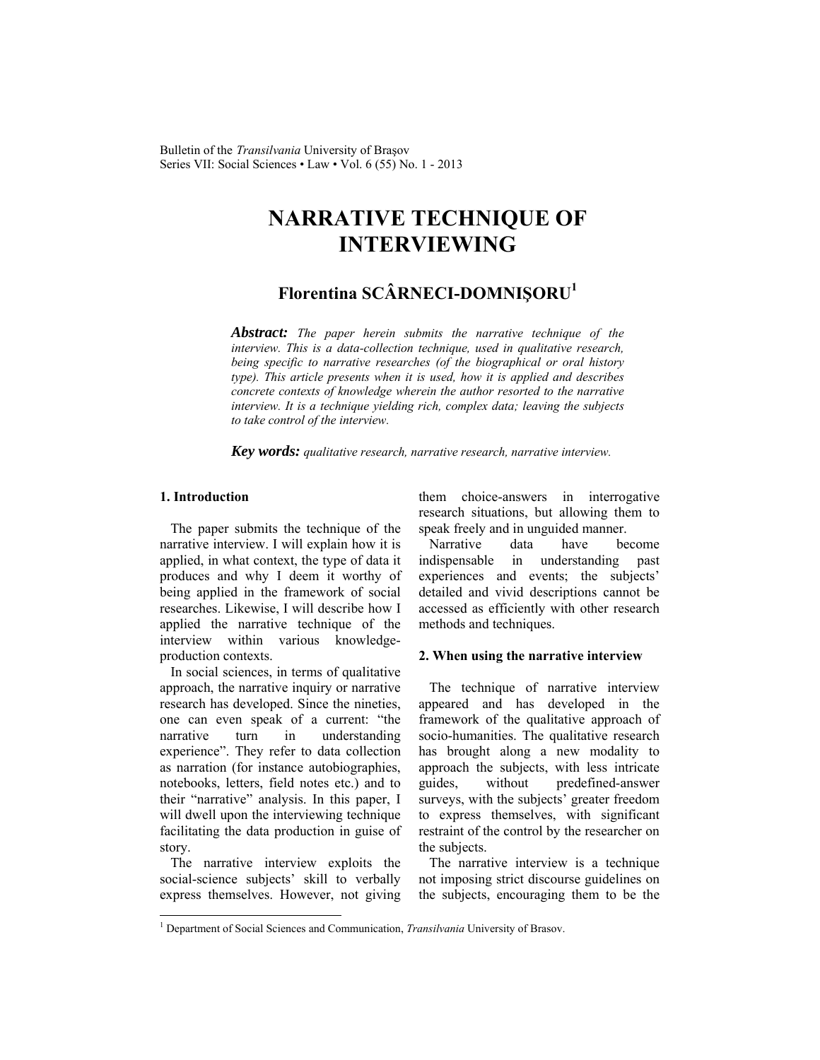# NARRATIVE TECHNIQUE OF INTERVIEWING

## Florentina SCÂRNECI-DOMNIŞORU[1]

***Abstract:*** *The paper herein submits the narrative technique of the interview. This is a data-collection technique, used in qualitative research, being specific to narrative researches (of the biographical or oral history type). This article presents when it is used, how it is applied and describes concrete contexts of knowledge wherein the author resorted to the narrative interview. It is a technique yielding rich, complex data; leaving the subjects to take control of the interview.*

***Key words:*** *qualitative research, narrative research, narrative interview.*

### 1. Introduction

The paper submits the technique of the narrative interview. I will explain how it is applied, in what context, the type of data it produces and why I deem it worthy of being applied in the framework of social researches. Likewise, I will describe how I applied the narrative technique of the interview within various knowledge-production contexts.

In social sciences, in terms of qualitative approach, the narrative inquiry or narrative research has developed. Since the nineties, one can even speak of a current: "the narrative turn in understanding experience". They refer to data collection as narration (for instance autobiographies, notebooks, letters, field notes etc.) and to their "narrative" analysis. In this paper, I will dwell upon the interviewing technique facilitating the data production in guise of story.

The narrative interview exploits the social-science subjects' skill to verbally express themselves. However, not giving them choice-answers in interrogative research situations, but allowing them to speak freely and in unguided manner.

Narrative data have become indispensable in understanding past experiences and events; the subjects' detailed and vivid descriptions cannot be accessed as efficiently with other research methods and techniques.

### 2. When using the narrative interview

The technique of narrative interview appeared and has developed in the framework of the qualitative approach of socio-humanities. The qualitative research has brought along a new modality to approach the subjects, with less intricate guides, without predefined-answer surveys, with the subjects' greater freedom to express themselves, with significant restraint of the control by the researcher on the subjects.

The narrative interview is a technique not imposing strict discourse guidelines on the subjects, encouraging them to be the

---

[1] Department of Social Sciences and Communication, *Transilvania* University of Brasov.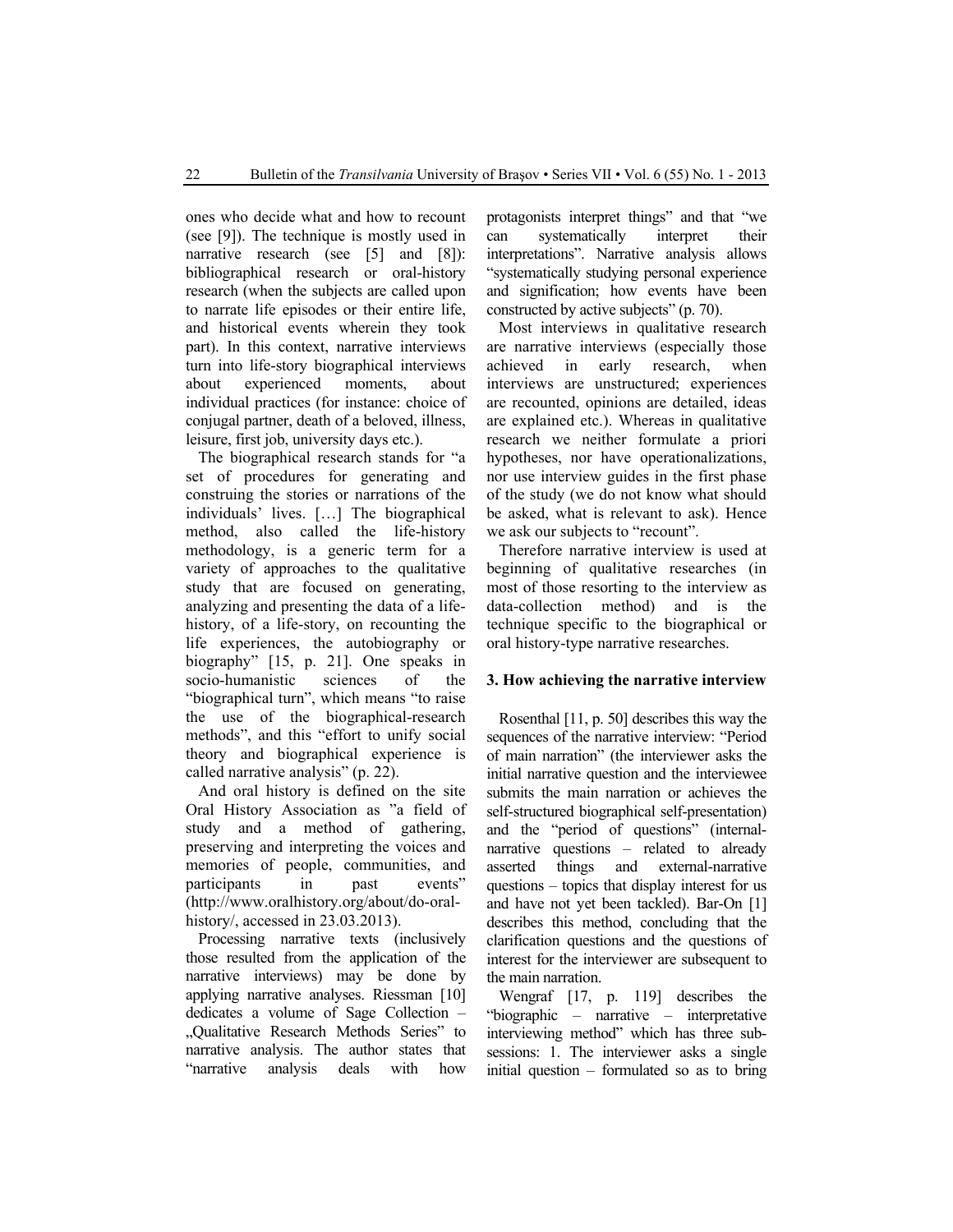ones who decide what and how to recount (see [9]). The technique is mostly used in narrative research (see [5] and [8]): bibliographical research or oral-history research (when the subjects are called upon to narrate life episodes or their entire life, and historical events wherein they took part). In this context, narrative interviews turn into life-story biographical interviews about experienced moments, about individual practices (for instance: choice of conjugal partner, death of a beloved, illness, leisure, first job, university days etc.).

The biographical research stands for "a set of procedures for generating and construing the stories or narrations of the individuals' lives. […] The biographical method, also called the life-history methodology, is a generic term for a variety of approaches to the qualitative study that are focused on generating, analyzing and presenting the data of a life-history, of a life-story, on recounting the life experiences, the autobiography or biography" [15, p. 21]. One speaks in socio-humanistic sciences of the "biographical turn", which means "to raise the use of the biographical-research methods", and this "effort to unify social theory and biographical experience is called narrative analysis" (p. 22).

And oral history is defined on the site Oral History Association as "a field of study and a method of gathering, preserving and interpreting the voices and memories of people, communities, and participants in past events" (http://www.oralhistory.org/about/do-oral-history/, accessed in 23.03.2013).

Processing narrative texts (inclusively those resulted from the application of the narrative interviews) may be done by applying narrative analyses. Riessman [10] dedicates a volume of Sage Collection – „Qualitative Research Methods Series" to narrative analysis. The author states that "narrative analysis deals with how protagonists interpret things" and that "we can systematically interpret their interpretations". Narrative analysis allows "systematically studying personal experience and signification; how events have been constructed by active subjects" (p. 70).

Most interviews in qualitative research are narrative interviews (especially those achieved in early research, when interviews are unstructured; experiences are recounted, opinions are detailed, ideas are explained etc.). Whereas in qualitative research we neither formulate a priori hypotheses, nor have operationalizations, nor use interview guides in the first phase of the study (we do not know what should be asked, what is relevant to ask). Hence we ask our subjects to "recount".

Therefore narrative interview is used at beginning of qualitative researches (in most of those resorting to the interview as data-collection method) and is the technique specific to the biographical or oral history-type narrative researches.

## 3. How achieving the narrative interview

Rosenthal [11, p. 50] describes this way the sequences of the narrative interview: "Period of main narration" (the interviewer asks the initial narrative question and the interviewee submits the main narration or achieves the self-structured biographical self-presentation) and the "period of questions" (internal-narrative questions – related to already asserted things and external-narrative questions – topics that display interest for us and have not yet been tackled). Bar-On [1] describes this method, concluding that the clarification questions and the questions of interest for the interviewer are subsequent to the main narration.

Wengraf [17, p. 119] describes the "biographic – narrative – interpretative interviewing method" which has three sub-sessions: 1. The interviewer asks a single initial question – formulated so as to bring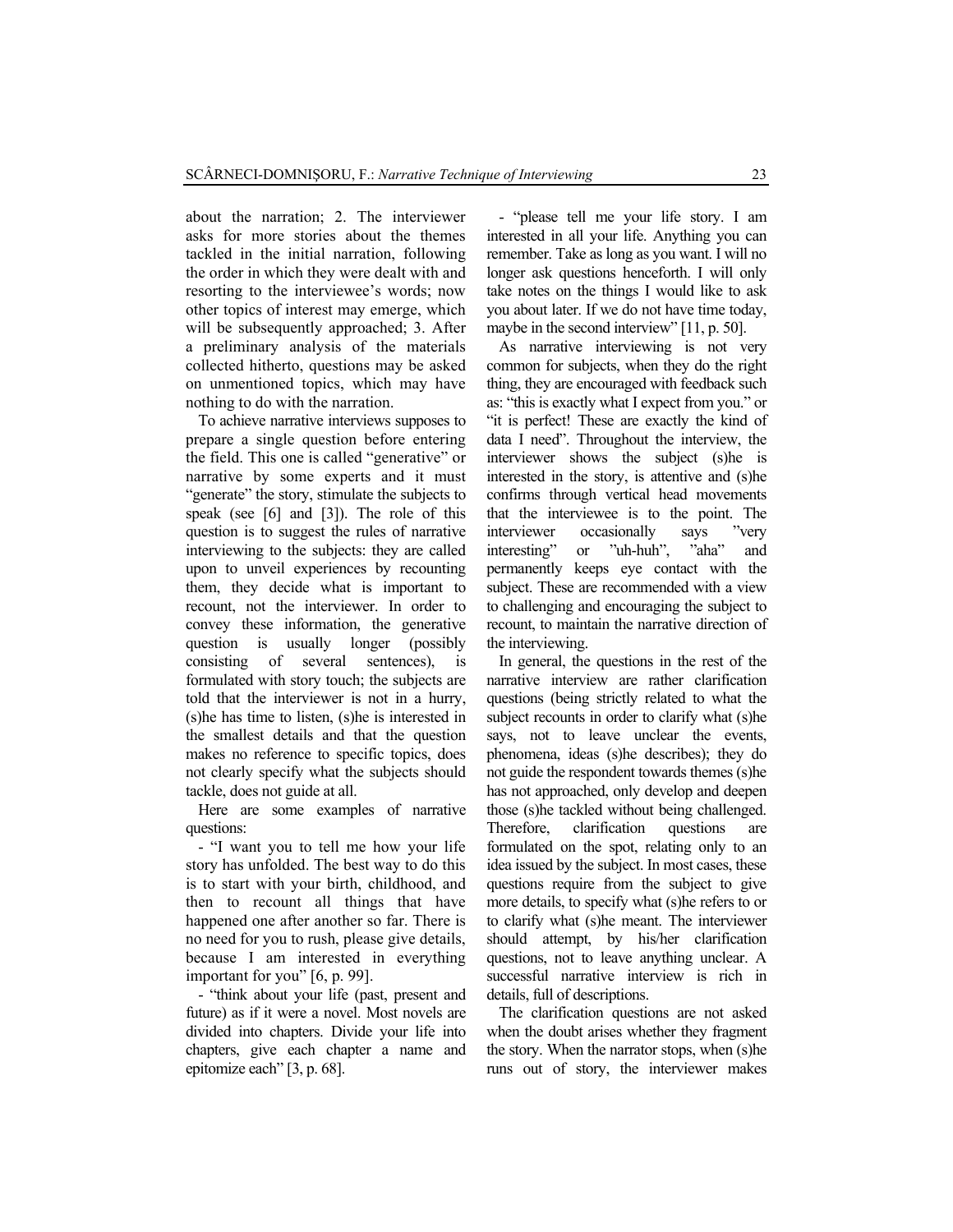about the narration; 2. The interviewer asks for more stories about the themes tackled in the initial narration, following the order in which they were dealt with and resorting to the interviewee's words; now other topics of interest may emerge, which will be subsequently approached; 3. After a preliminary analysis of the materials collected hitherto, questions may be asked on unmentioned topics, which may have nothing to do with the narration.

To achieve narrative interviews supposes to prepare a single question before entering the field. This one is called "generative" or narrative by some experts and it must "generate" the story, stimulate the subjects to speak (see [6] and [3]). The role of this question is to suggest the rules of narrative interviewing to the subjects: they are called upon to unveil experiences by recounting them, they decide what is important to recount, not the interviewer. In order to convey these information, the generative question is usually longer (possibly consisting of several sentences), is formulated with story touch; the subjects are told that the interviewer is not in a hurry, (s)he has time to listen, (s)he is interested in the smallest details and that the question makes no reference to specific topics, does not clearly specify what the subjects should tackle, does not guide at all.

Here are some examples of narrative questions:

- "I want you to tell me how your life story has unfolded. The best way to do this is to start with your birth, childhood, and then to recount all things that have happened one after another so far. There is no need for you to rush, please give details, because I am interested in everything important for you" [6, p. 99].

- "think about your life (past, present and future) as if it were a novel. Most novels are divided into chapters. Divide your life into chapters, give each chapter a name and epitomize each" [3, p. 68].

- "please tell me your life story. I am interested in all your life. Anything you can remember. Take as long as you want. I will no longer ask questions henceforth. I will only take notes on the things I would like to ask you about later. If we do not have time today, maybe in the second interview" [11, p. 50].

As narrative interviewing is not very common for subjects, when they do the right thing, they are encouraged with feedback such as: "this is exactly what I expect from you." or "it is perfect! These are exactly the kind of data I need". Throughout the interview, the interviewer shows the subject (s)he is interested in the story, is attentive and (s)he confirms through vertical head movements that the interviewee is to the point. The interviewer occasionally says "very interesting" or "uh-huh", "aha" and permanently keeps eye contact with the subject. These are recommended with a view to challenging and encouraging the subject to recount, to maintain the narrative direction of the interviewing.

In general, the questions in the rest of the narrative interview are rather clarification questions (being strictly related to what the subject recounts in order to clarify what (s)he says, not to leave unclear the events, phenomena, ideas (s)he describes); they do not guide the respondent towards themes (s)he has not approached, only develop and deepen those (s)he tackled without being challenged. Therefore, clarification questions are formulated on the spot, relating only to an idea issued by the subject. In most cases, these questions require from the subject to give more details, to specify what (s)he refers to or to clarify what (s)he meant. The interviewer should attempt, by his/her clarification questions, not to leave anything unclear. A successful narrative interview is rich in details, full of descriptions.

The clarification questions are not asked when the doubt arises whether they fragment the story. When the narrator stops, when (s)he runs out of story, the interviewer makes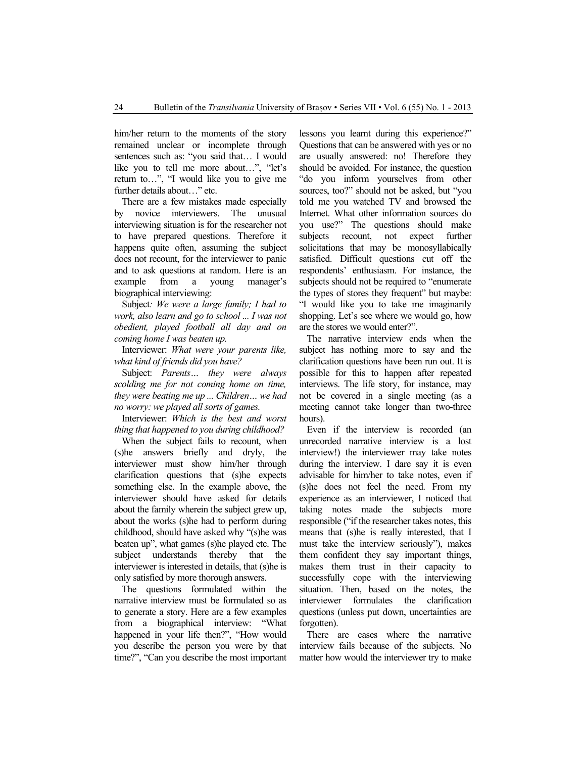him/her return to the moments of the story remained unclear or incomplete through sentences such as: "you said that… I would like you to tell me more about…", "let's return to…", "I would like you to give me further details about…" etc.

There are a few mistakes made especially by novice interviewers. The unusual interviewing situation is for the researcher not to have prepared questions. Therefore it happens quite often, assuming the subject does not recount, for the interviewer to panic and to ask questions at random. Here is an example from a young manager's biographical interviewing:

Subject*: We were a large family; I had to work, also learn and go to school ... I was not obedient, played football all day and on coming home I was beaten up.*

Interviewer: *What were your parents like, what kind of friends did you have?*

Subject: *Parents… they were always scolding me for not coming home on time, they were beating me up ... Children… we had no worry: we played all sorts of games.*

Interviewer: *Which is the best and worst thing that happened to you during childhood?*

When the subject fails to recount, when (s)he answers briefly and dryly, the interviewer must show him/her through clarification questions that (s)he expects something else. In the example above, the interviewer should have asked for details about the family wherein the subject grew up, about the works (s)he had to perform during childhood, should have asked why "(s)he was beaten up", what games (s)he played etc. The subject understands thereby that the interviewer is interested in details, that (s)he is only satisfied by more thorough answers.

The questions formulated within the narrative interview must be formulated so as to generate a story. Here are a few examples from a biographical interview: "What happened in your life then?", "How would you describe the person you were by that time?", "Can you describe the most important lessons you learnt during this experience?" Questions that can be answered with yes or no are usually answered: no! Therefore they should be avoided. For instance, the question "do you inform yourselves from other sources, too?" should not be asked, but "you told me you watched TV and browsed the Internet. What other information sources do you use?" The questions should make subjects recount, not expect further solicitations that may be monosyllabically satisfied. Difficult questions cut off the respondents' enthusiasm. For instance, the subjects should not be required to "enumerate the types of stores they frequent" but maybe: "I would like you to take me imaginarily shopping. Let's see where we would go, how are the stores we would enter?".

The narrative interview ends when the subject has nothing more to say and the clarification questions have been run out. It is possible for this to happen after repeated interviews. The life story, for instance, may not be covered in a single meeting (as a meeting cannot take longer than two-three hours).

Even if the interview is recorded (an unrecorded narrative interview is a lost interview!) the interviewer may take notes during the interview. I dare say it is even advisable for him/her to take notes, even if (s)he does not feel the need. From my experience as an interviewer, I noticed that taking notes made the subjects more responsible ("if the researcher takes notes, this means that (s)he is really interested, that I must take the interview seriously"), makes them confident they say important things, makes them trust in their capacity to successfully cope with the interviewing situation. Then, based on the notes, the interviewer formulates the clarification questions (unless put down, uncertainties are forgotten).

There are cases where the narrative interview fails because of the subjects. No matter how would the interviewer try to make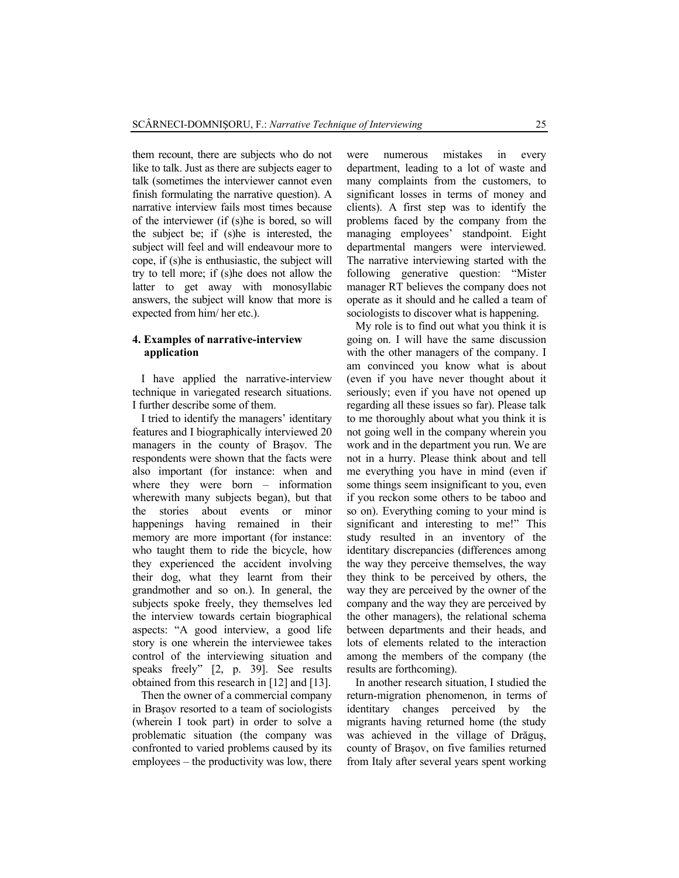them recount, there are subjects who do not like to talk. Just as there are subjects eager to talk (sometimes the interviewer cannot even finish formulating the narrative question). A narrative interview fails most times because of the interviewer (if (s)he is bored, so will the subject be; if (s)he is interested, the subject will feel and will endeavour more to cope, if (s)he is enthusiastic, the subject will try to tell more; if (s)he does not allow the latter to get away with monosyllabic answers, the subject will know that more is expected from him/ her etc.).

## 4. Examples of narrative-interview application

I have applied the narrative-interview technique in variegated research situations. I further describe some of them.

I tried to identify the managers' identitary features and I biographically interviewed 20 managers in the county of Braşov. The respondents were shown that the facts were also important (for instance: when and where they were born – information wherewith many subjects began), but that the stories about events or minor happenings having remained in their memory are more important (for instance: who taught them to ride the bicycle, how they experienced the accident involving their dog, what they learnt from their grandmother and so on.). In general, the subjects spoke freely, they themselves led the interview towards certain biographical aspects: "A good interview, a good life story is one wherein the interviewee takes control of the interviewing situation and speaks freely" [2, p. 39]. See results obtained from this research in [12] and [13].

Then the owner of a commercial company in Braşov resorted to a team of sociologists (wherein I took part) in order to solve a problematic situation (the company was confronted to varied problems caused by its employees – the productivity was low, there were numerous mistakes in every department, leading to a lot of waste and many complaints from the customers, to significant losses in terms of money and clients). A first step was to identify the problems faced by the company from the managing employees' standpoint. Eight departmental mangers were interviewed. The narrative interviewing started with the following generative question: "Mister manager RT believes the company does not operate as it should and he called a team of sociologists to discover what is happening.

My role is to find out what you think it is going on. I will have the same discussion with the other managers of the company. I am convinced you know what is about (even if you have never thought about it seriously; even if you have not opened up regarding all these issues so far). Please talk to me thoroughly about what you think it is not going well in the company wherein you work and in the department you run. We are not in a hurry. Please think about and tell me everything you have in mind (even if some things seem insignificant to you, even if you reckon some others to be taboo and so on). Everything coming to your mind is significant and interesting to me!" This study resulted in an inventory of the identitary discrepancies (differences among the way they perceive themselves, the way they think to be perceived by others, the way they are perceived by the owner of the company and the way they are perceived by the other managers), the relational schema between departments and their heads, and lots of elements related to the interaction among the members of the company (the results are forthcoming).

In another research situation, I studied the return-migration phenomenon, in terms of identitary changes perceived by the migrants having returned home (the study was achieved in the village of Drăguş, county of Braşov, on five families returned from Italy after several years spent working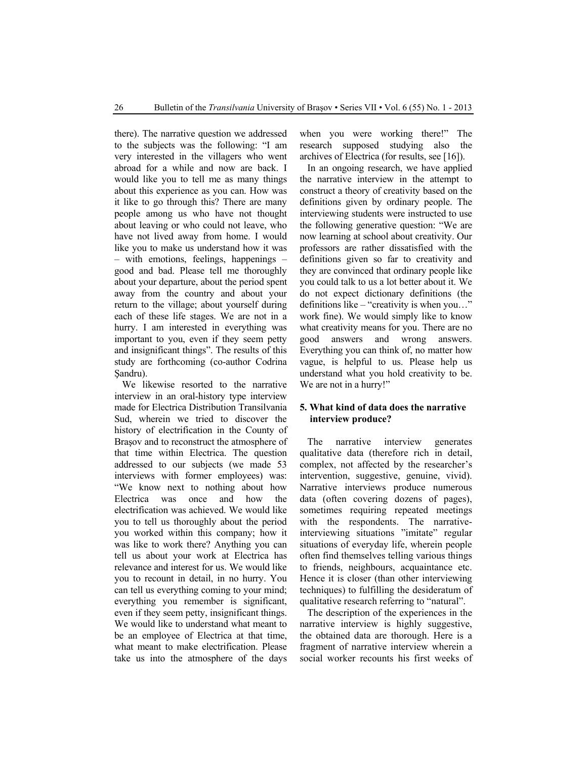there). The narrative question we addressed to the subjects was the following: "I am very interested in the villagers who went abroad for a while and now are back. I would like you to tell me as many things about this experience as you can. How was it like to go through this? There are many people among us who have not thought about leaving or who could not leave, who have not lived away from home. I would like you to make us understand how it was – with emotions, feelings, happenings – good and bad. Please tell me thoroughly about your departure, about the period spent away from the country and about your return to the village; about yourself during each of these life stages. We are not in a hurry. I am interested in everything was important to you, even if they seem petty and insignificant things". The results of this study are forthcoming (co-author Codrina Şandru).

We likewise resorted to the narrative interview in an oral-history type interview made for Electrica Distribution Transilvania Sud, wherein we tried to discover the history of electrification in the County of Braşov and to reconstruct the atmosphere of that time within Electrica. The question addressed to our subjects (we made 53 interviews with former employees) was: "We know next to nothing about how Electrica was once and how the electrification was achieved. We would like you to tell us thoroughly about the period you worked within this company; how it was like to work there? Anything you can tell us about your work at Electrica has relevance and interest for us. We would like you to recount in detail, in no hurry. You can tell us everything coming to your mind; everything you remember is significant, even if they seem petty, insignificant things. We would like to understand what meant to be an employee of Electrica at that time, what meant to make electrification. Please take us into the atmosphere of the days when you were working there!" The research supposed studying also the archives of Electrica (for results, see [16]).

In an ongoing research, we have applied the narrative interview in the attempt to construct a theory of creativity based on the definitions given by ordinary people. The interviewing students were instructed to use the following generative question: "We are now learning at school about creativity. Our professors are rather dissatisfied with the definitions given so far to creativity and they are convinced that ordinary people like you could talk to us a lot better about it. We do not expect dictionary definitions (the definitions like – "creativity is when you…" work fine). We would simply like to know what creativity means for you. There are no good answers and wrong answers. Everything you can think of, no matter how vague, is helpful to us. Please help us understand what you hold creativity to be. We are not in a hurry!"

## 5. What kind of data does the narrative interview produce?

The narrative interview generates qualitative data (therefore rich in detail, complex, not affected by the researcher's intervention, suggestive, genuine, vivid). Narrative interviews produce numerous data (often covering dozens of pages), sometimes requiring repeated meetings with the respondents. The narrative-interviewing situations "imitate" regular situations of everyday life, wherein people often find themselves telling various things to friends, neighbours, acquaintance etc. Hence it is closer (than other interviewing techniques) to fulfilling the desideratum of qualitative research referring to "natural".

The description of the experiences in the narrative interview is highly suggestive, the obtained data are thorough. Here is a fragment of narrative interview wherein a social worker recounts his first weeks of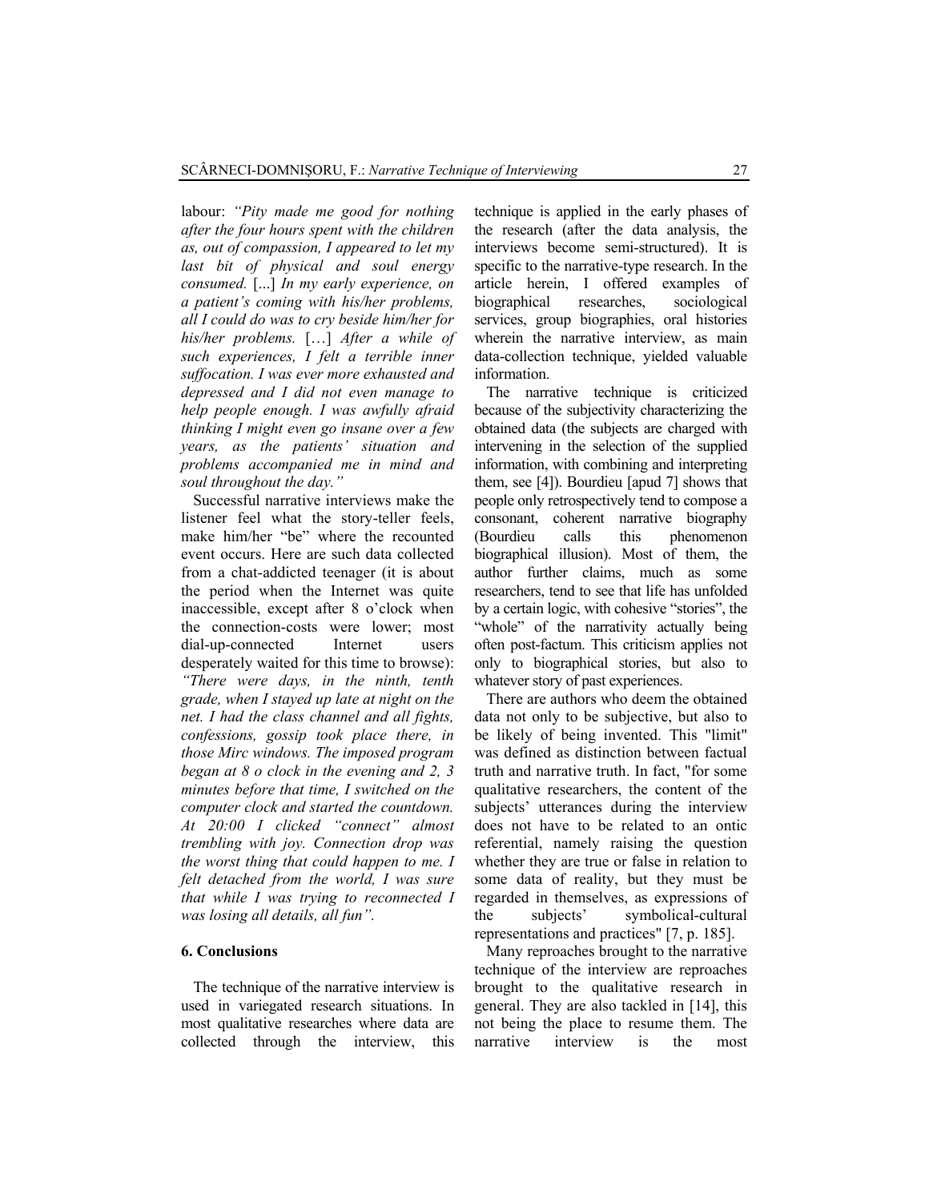labour: *"Pity made me good for nothing after the four hours spent with the children as, out of compassion, I appeared to let my last bit of physical and soul energy consumed.* [...] *In my early experience, on a patient's coming with his/her problems, all I could do was to cry beside him/her for his/her problems.* […] *After a while of such experiences, I felt a terrible inner suffocation. I was ever more exhausted and depressed and I did not even manage to help people enough. I was awfully afraid thinking I might even go insane over a few years, as the patients' situation and problems accompanied me in mind and soul throughout the day."*

Successful narrative interviews make the listener feel what the story-teller feels, make him/her "be" where the recounted event occurs. Here are such data collected from a chat-addicted teenager (it is about the period when the Internet was quite inaccessible, except after 8 o'clock when the connection-costs were lower; most dial-up-connected Internet users desperately waited for this time to browse): *"There were days, in the ninth, tenth grade, when I stayed up late at night on the net. I had the class channel and all fights, confessions, gossip took place there, in those Mirc windows. The imposed program began at 8 o clock in the evening and 2, 3 minutes before that time, I switched on the computer clock and started the countdown. At 20:00 I clicked "connect" almost trembling with joy. Connection drop was the worst thing that could happen to me. I felt detached from the world, I was sure that while I was trying to reconnected I was losing all details, all fun".*

## 6. Conclusions

The technique of the narrative interview is used in variegated research situations. In most qualitative researches where data are collected through the interview, this technique is applied in the early phases of the research (after the data analysis, the interviews become semi-structured). It is specific to the narrative-type research. In the article herein, I offered examples of biographical researches, sociological services, group biographies, oral histories wherein the narrative interview, as main data-collection technique, yielded valuable information.

The narrative technique is criticized because of the subjectivity characterizing the obtained data (the subjects are charged with intervening in the selection of the supplied information, with combining and interpreting them, see [4]). Bourdieu [apud 7] shows that people only retrospectively tend to compose a consonant, coherent narrative biography (Bourdieu calls this phenomenon biographical illusion). Most of them, the author further claims, much as some researchers, tend to see that life has unfolded by a certain logic, with cohesive "stories", the "whole" of the narrativity actually being often post-factum. This criticism applies not only to biographical stories, but also to whatever story of past experiences.

There are authors who deem the obtained data not only to be subjective, but also to be likely of being invented. This "limit" was defined as distinction between factual truth and narrative truth. In fact, "for some qualitative researchers, the content of the subjects' utterances during the interview does not have to be related to an ontic referential, namely raising the question whether they are true or false in relation to some data of reality, but they must be regarded in themselves, as expressions of the subjects' symbolical-cultural representations and practices" [7, p. 185].

Many reproaches brought to the narrative technique of the interview are reproaches brought to the qualitative research in general. They are also tackled in [14], this not being the place to resume them. The narrative interview is the most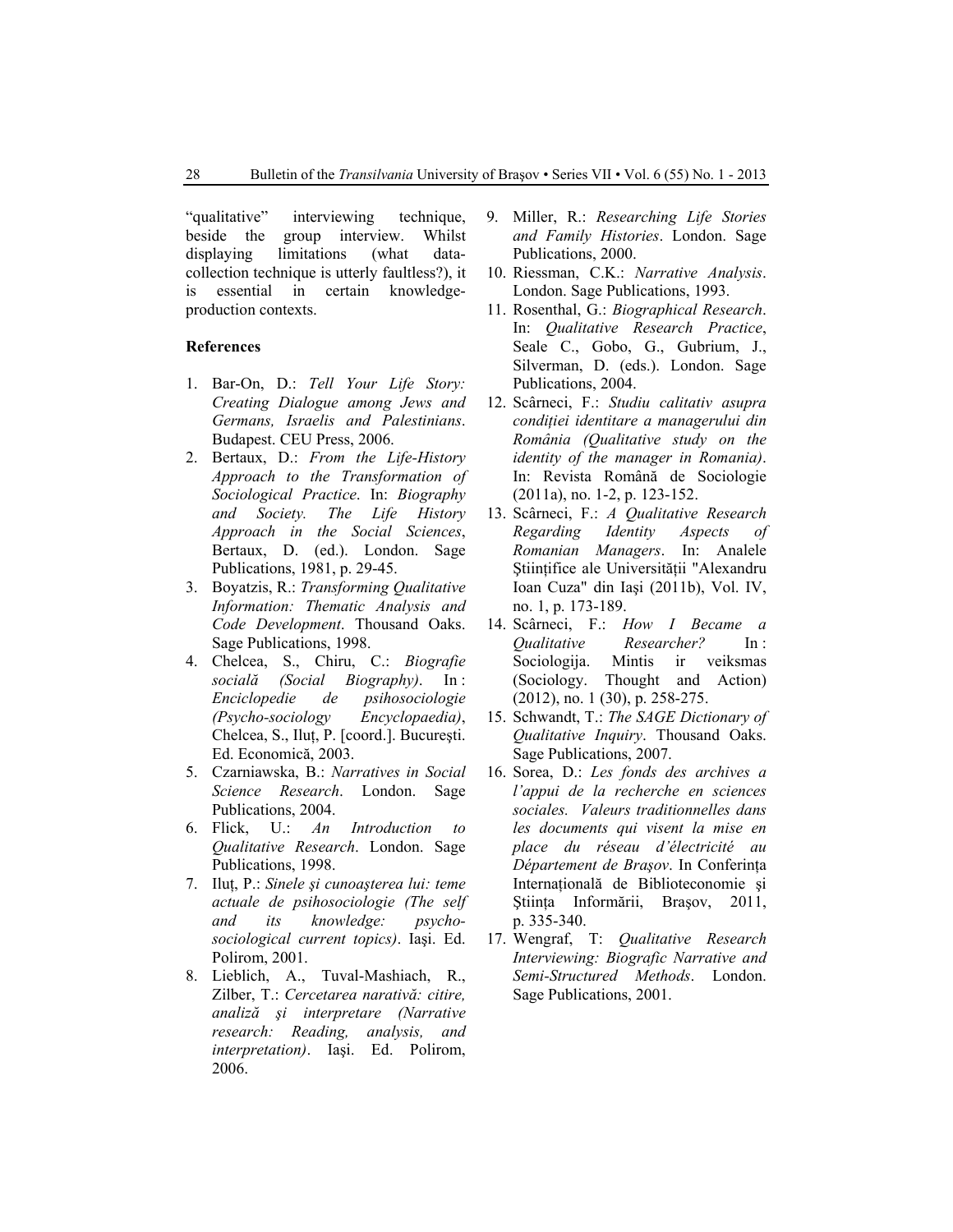"qualitative" interviewing technique, beside the group interview. Whilst displaying limitations (what data-collection technique is utterly faultless?), it is essential in certain knowledge-production contexts.

**References**

1. Bar-On, D.: *Tell Your Life Story: Creating Dialogue among Jews and Germans, Israelis and Palestinians*. Budapest. CEU Press, 2006.
2. Bertaux, D.: *From the Life-History Approach to the Transformation of Sociological Practice*. In: *Biography and Society. The Life History Approach in the Social Sciences*, Bertaux, D. (ed.). London. Sage Publications, 1981, p. 29-45.
3. Boyatzis, R.: *Transforming Qualitative Information: Thematic Analysis and Code Development*. Thousand Oaks. Sage Publications, 1998.
4. Chelcea, S., Chiru, C.: *Biografie socială (Social Biography)*. In : *Enciclopedie de psihosociologie (Psycho-sociology Encyclopaedia)*, Chelcea, S., Iluț, P. [coord.]. București. Ed. Economică, 2003.
5. Czarniawska, B.: *Narratives in Social Science Research*. London. Sage Publications, 2004.
6. Flick, U.: *An Introduction to Qualitative Research*. London. Sage Publications, 1998.
7. Iluț, P.: *Sinele şi cunoaşterea lui: teme actuale de psihosociologie (The self and its knowledge: psycho-sociological current topics)*. Iaşi. Ed. Polirom, 2001.
8. Lieblich, A., Tuval-Mashiach, R., Zilber, T.: *Cercetarea narativă: citire, analiză şi interpretare (Narrative research: Reading, analysis, and interpretation)*. Iaşi. Ed. Polirom, 2006.
9. Miller, R.: *Researching Life Stories and Family Histories*. London. Sage Publications, 2000.
10. Riessman, C.K.: *Narrative Analysis*. London. Sage Publications, 1993.
11. Rosenthal, G.: *Biographical Research*. In: *Qualitative Research Practice*, Seale C., Gobo, G., Gubrium, J., Silverman, D. (eds.). London. Sage Publications, 2004.
12. Scârneci, F.: *Studiu calitativ asupra condiției identitare a managerului din România (Qualitative study on the identity of the manager in Romania)*. In: Revista Română de Sociologie (2011a), no. 1-2, p. 123-152.
13. Scârneci, F.: *A Qualitative Research Regarding Identity Aspects of Romanian Managers*. In: Analele Ştiințifice ale Universității "Alexandru Ioan Cuza" din Iaşi (2011b), Vol. IV, no. 1, p. 173-189.
14. Scârneci, F.: *How I Became a Qualitative Researcher?* In : Sociologija. Mintis ir veiksmas (Sociology. Thought and Action) (2012), no. 1 (30), p. 258-275.
15. Schwandt, T.: *The SAGE Dictionary of Qualitative Inquiry*. Thousand Oaks. Sage Publications, 2007.
16. Sorea, D.: *Les fonds des archives a l'appui de la recherche en sciences sociales. Valeurs traditionnelles dans les documents qui visent la mise en place du réseau d'électricité au Département de Braşov*. In Conferința Internațională de Biblioteconomie şi Ştiința Informării, Braşov, 2011, p. 335-340.
17. Wengraf, T: *Qualitative Research Interviewing: Biografic Narrative and Semi-Structured Methods*. London. Sage Publications, 2001.